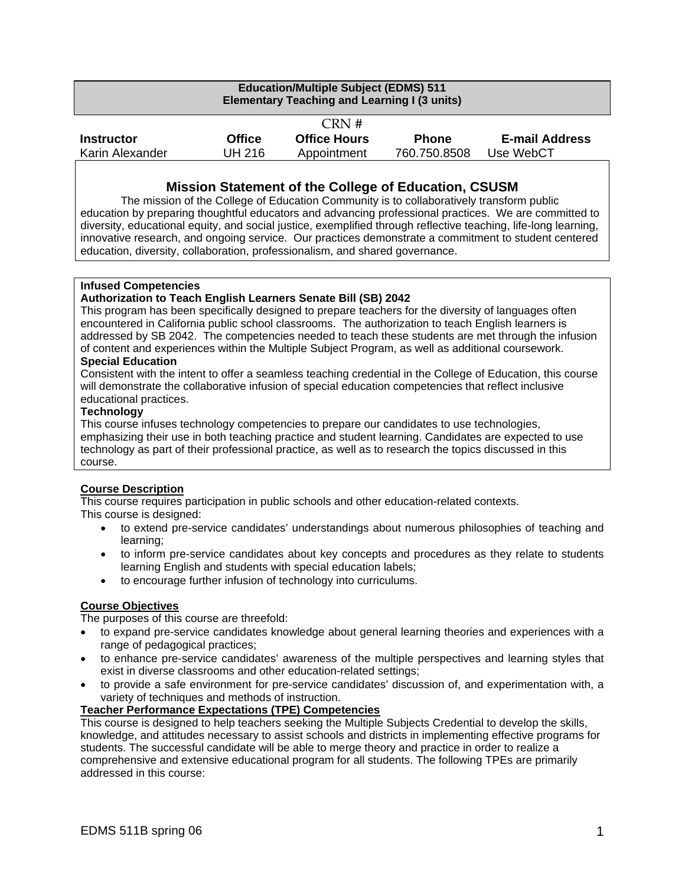**Education/Multiple Subject (EDMS) 511**
**Elementary Teaching and Learning I (3 units)**

CRN #

| Instructor | Office | Office Hours | Phone | E-mail Address |
| --- | --- | --- | --- | --- |
| Karin Alexander | UH 216 | Appointment | 760.750.8508 | Use WebCT |

## Mission Statement of the College of Education, CSUSM

The mission of the College of Education Community is to collaboratively transform public education by preparing thoughtful educators and advancing professional practices. We are committed to diversity, educational equity, and social justice, exemplified through reflective teaching, life-long learning, innovative research, and ongoing service. Our practices demonstrate a commitment to student centered education, diversity, collaboration, professionalism, and shared governance.

**Infused Competencies**

**Authorization to Teach English Learners Senate Bill (SB) 2042**

This program has been specifically designed to prepare teachers for the diversity of languages often encountered in California public school classrooms. The authorization to teach English learners is addressed by SB 2042. The competencies needed to teach these students are met through the infusion of content and experiences within the Multiple Subject Program, as well as additional coursework.

**Special Education**

Consistent with the intent to offer a seamless teaching credential in the College of Education, this course will demonstrate the collaborative infusion of special education competencies that reflect inclusive educational practices.

**Technology**

This course infuses technology competencies to prepare our candidates to use technologies, emphasizing their use in both teaching practice and student learning. Candidates are expected to use technology as part of their professional practice, as well as to research the topics discussed in this course.

**Course Description**

This course requires participation in public schools and other education-related contexts.
This course is designed:

- to extend pre-service candidates' understandings about numerous philosophies of teaching and learning;
- to inform pre-service candidates about key concepts and procedures as they relate to students learning English and students with special education labels;
- to encourage further infusion of technology into curriculums.

**Course Objectives**

The purposes of this course are threefold:

- to expand pre-service candidates knowledge about general learning theories and experiences with a range of pedagogical practices;
- to enhance pre-service candidates' awareness of the multiple perspectives and learning styles that exist in diverse classrooms and other education-related settings;
- to provide a safe environment for pre-service candidates' discussion of, and experimentation with, a variety of techniques and methods of instruction.

**Teacher Performance Expectations (TPE) Competencies**

This course is designed to help teachers seeking the Multiple Subjects Credential to develop the skills, knowledge, and attitudes necessary to assist schools and districts in implementing effective programs for students. The successful candidate will be able to merge theory and practice in order to realize a comprehensive and extensive educational program for all students. The following TPEs are primarily addressed in this course: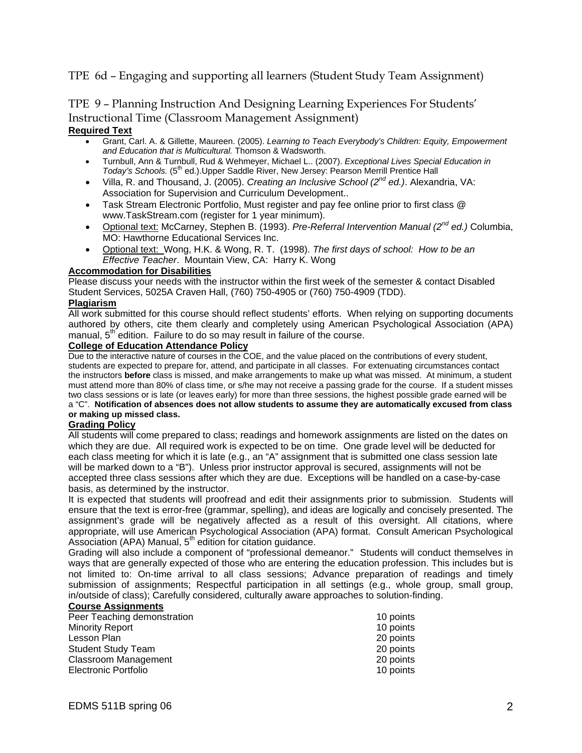TPE 6d – Engaging and supporting all learners (Student Study Team Assignment)

TPE 9 – Planning Instruction And Designing Learning Experiences For Students' Instructional Time (Classroom Management Assignment)

**Required Text**

- Grant, Carl. A. & Gillette, Maureen. (2005). *Learning to Teach Everybody's Children: Equity, Empowerment and Education that is Multicultural.* Thomson & Wadsworth.
- Turnbull, Ann & Turnbull, Rud & Wehmeyer, Michael L.. (2007). *Exceptional Lives Special Education in Today's Schools.* (5th ed.).Upper Saddle River, New Jersey: Pearson Merrill Prentice Hall
- Villa, R. and Thousand, J. (2005). *Creating an Inclusive School (2nd ed.)*. Alexandria, VA: Association for Supervision and Curriculum Development..
- Task Stream Electronic Portfolio, Must register and pay fee online prior to first class @ www.TaskStream.com (register for 1 year minimum).
- Optional text: McCarney, Stephen B. (1993). *Pre-Referral Intervention Manual (2nd ed.)* Columbia, MO: Hawthorne Educational Services Inc.
- Optional text: Wong, H.K. & Wong, R. T. (1998). *The first days of school: How to be an Effective Teacher*. Mountain View, CA: Harry K. Wong

**Accommodation for Disabilities**

Please discuss your needs with the instructor within the first week of the semester & contact Disabled Student Services, 5025A Craven Hall, (760) 750-4905 or (760) 750-4909 (TDD).

**Plagiarism**

All work submitted for this course should reflect students' efforts. When relying on supporting documents authored by others, cite them clearly and completely using American Psychological Association (APA) manual, 5th edition. Failure to do so may result in failure of the course.

**College of Education Attendance Policy**

Due to the interactive nature of courses in the COE, and the value placed on the contributions of every student, students are expected to prepare for, attend, and participate in all classes. For extenuating circumstances contact the instructors **before** class is missed, and make arrangements to make up what was missed. At minimum, a student must attend more than 80% of class time, or s/he may not receive a passing grade for the course. If a student misses two class sessions or is late (or leaves early) for more than three sessions, the highest possible grade earned will be a "C". **Notification of absences does not allow students to assume they are automatically excused from class or making up missed class.**

**Grading Policy**

All students will come prepared to class; readings and homework assignments are listed on the dates on which they are due. All required work is expected to be on time. One grade level will be deducted for each class meeting for which it is late (e.g., an "A" assignment that is submitted one class session late will be marked down to a "B"). Unless prior instructor approval is secured, assignments will not be accepted three class sessions after which they are due. Exceptions will be handled on a case-by-case basis, as determined by the instructor.

It is expected that students will proofread and edit their assignments prior to submission. Students will ensure that the text is error-free (grammar, spelling), and ideas are logically and concisely presented. The assignment's grade will be negatively affected as a result of this oversight. All citations, where appropriate, will use American Psychological Association (APA) format. Consult American Psychological Association (APA) Manual, 5th edition for citation guidance.

Grading will also include a component of "professional demeanor." Students will conduct themselves in ways that are generally expected of those who are entering the education profession. This includes but is not limited to: On-time arrival to all class sessions; Advance preparation of readings and timely submission of assignments; Respectful participation in all settings (e.g., whole group, small group, in/outside of class); Carefully considered, culturally aware approaches to solution-finding.

**Course Assignments**

| | |
|---|---|
| Peer Teaching demonstration | 10 points |
| Minority Report | 10 points |
| Lesson Plan | 20 points |
| Student Study Team | 20 points |
| Classroom Management | 20 points |
| Electronic Portfolio | 10 points |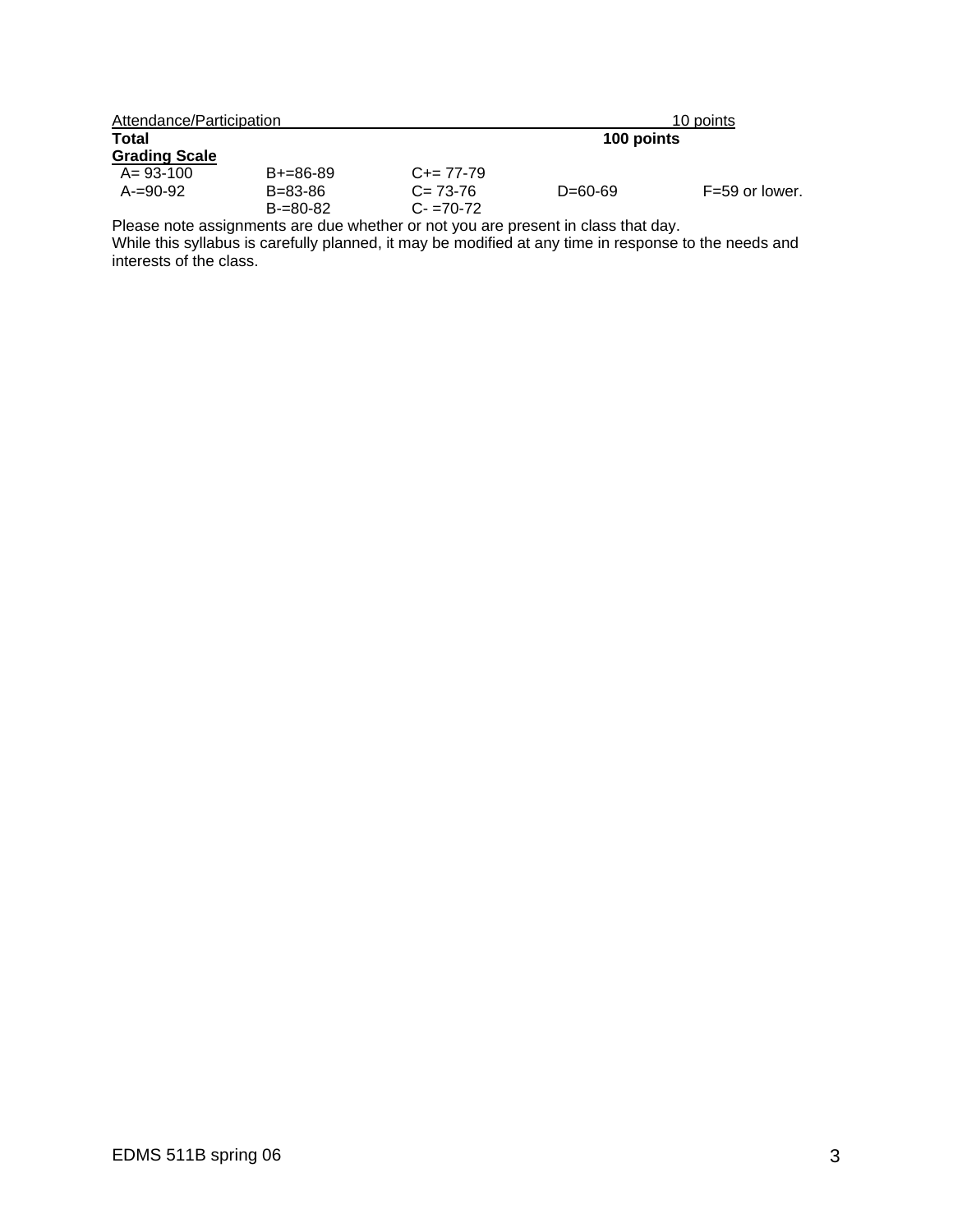| Attendance/Participation | 10 points |
|---|---|
| **Total** | **100 points** |

**Grading Scale**

| | | | | |
|---|---|---|---|---|
| A= 93-100 | B+=86-89 | C+= 77-79 | | |
| A-=90-92 | B=83-86 | C= 73-76 | D=60-69 | F=59 or lower. |
| | B-=80-82 | C- =70-72 | | |

Please note assignments are due whether or not you are present in class that day.
While this syllabus is carefully planned, it may be modified at any time in response to the needs and interests of the class.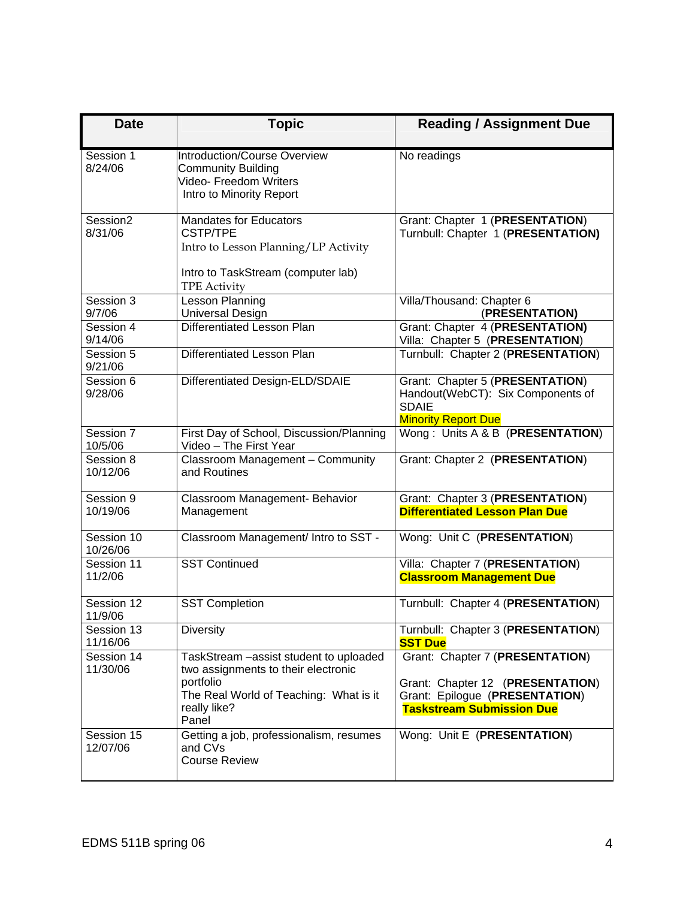| Date | Topic | Reading / Assignment Due |
|---|---|---|
| Session 1<br>8/24/06 | Introduction/Course Overview<br>Community Building<br>Video- Freedom Writers<br>Intro to Minority Report | No readings |
| Session2<br>8/31/06 | Mandates for Educators<br>CSTP/TPE<br>Intro to Lesson Planning/LP Activity<br><br>Intro to TaskStream (computer lab)<br>TPE Activity | Grant: Chapter 1 (**PRESENTATION**)<br>Turnbull: Chapter 1 (**PRESENTATION)** |
| Session 3<br>9/7/06 | Lesson Planning<br>Universal Design | Villa/Thousand: Chapter 6 (**PRESENTATION)** |
| Session 4<br>9/14/06 | Differentiated Lesson Plan | Grant: Chapter 4 (**PRESENTATION)**<br>Villa: Chapter 5 (**PRESENTATION**) |
| Session 5<br>9/21/06 | Differentiated Lesson Plan | Turnbull: Chapter 2 (**PRESENTATION**) |
| Session 6<br>9/28/06 | Differentiated Design-ELD/SDAIE | Grant: Chapter 5 (**PRESENTATION**)<br>Handout(WebCT): Six Components of SDAIE<br>Minority Report Due |
| Session 7<br>10/5/06 | First Day of School, Discussion/Planning<br>Video – The First Year | Wong : Units A & B (**PRESENTATION**) |
| Session 8<br>10/12/06 | Classroom Management – Community and Routines | Grant: Chapter 2 (**PRESENTATION**) |
| Session 9<br>10/19/06 | Classroom Management- Behavior Management | Grant: Chapter 3 (**PRESENTATION**)<br>**Differentiated Lesson Plan Due** |
| Session 10<br>10/26/06 | Classroom Management/ Intro to SST - | Wong: Unit C (**PRESENTATION**) |
| Session 11<br>11/2/06 | SST Continued | Villa: Chapter 7 (**PRESENTATION**)<br>**Classroom Management Due** |
| Session 12<br>11/9/06 | SST Completion | Turnbull: Chapter 4 (**PRESENTATION**) |
| Session 13<br>11/16/06 | Diversity | Turnbull: Chapter 3 (**PRESENTATION**)<br>**SST Due** |
| Session 14<br>11/30/06 | TaskStream –assist student to uploaded two assignments to their electronic portfolio<br>The Real World of Teaching: What is it really like?<br>Panel | Grant: Chapter 7 (**PRESENTATION**)<br><br>Grant: Chapter 12 (**PRESENTATION**)<br>Grant: Epilogue (**PRESENTATION**)<br>**Taskstream Submission Due** |
| Session 15<br>12/07/06 | Getting a job, professionalism, resumes and CVs<br>Course Review | Wong: Unit E (**PRESENTATION**) |

EDMS 511B spring 06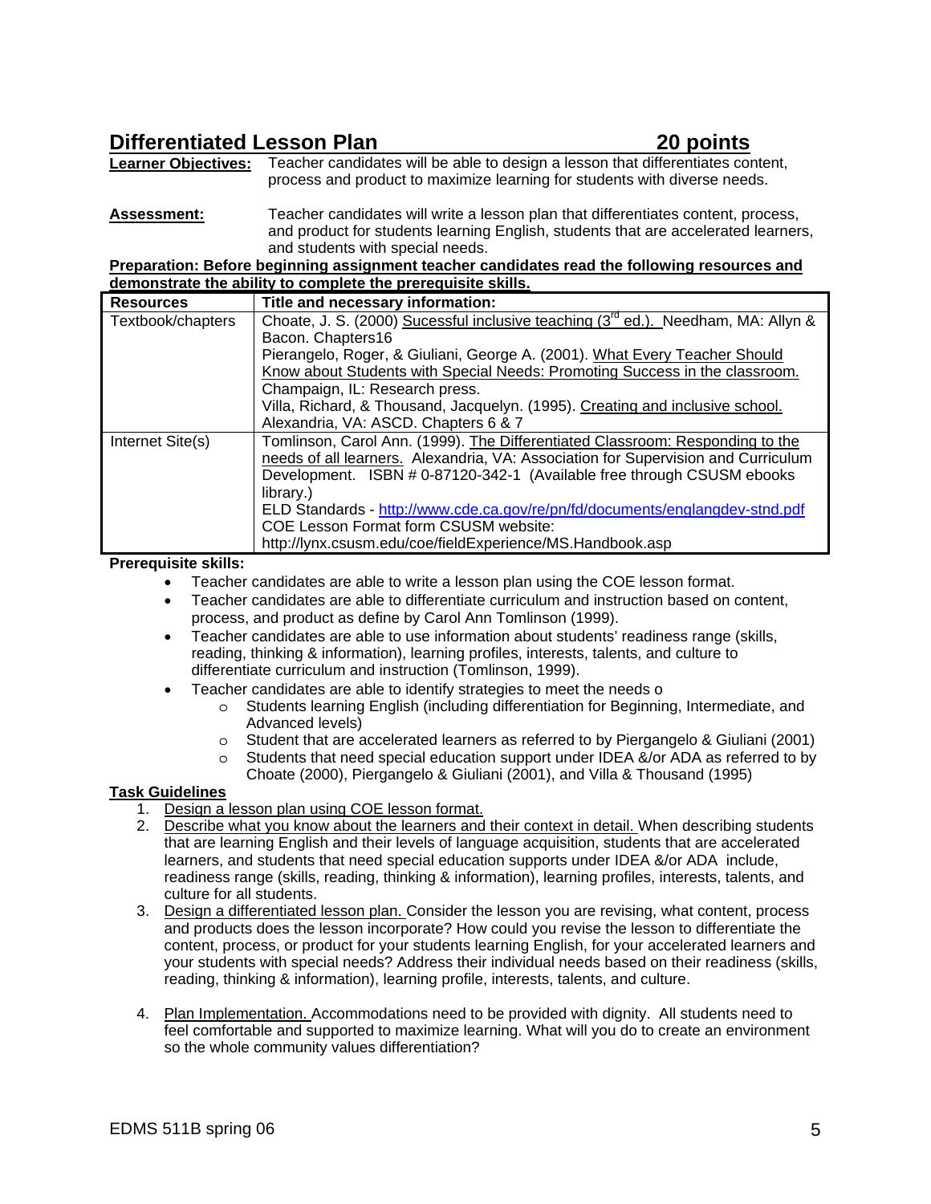## Differentiated Lesson Plan 20 points

**Learner Objectives:** Teacher candidates will be able to design a lesson that differentiates content, process and product to maximize learning for students with diverse needs.

**Assessment:** Teacher candidates will write a lesson plan that differentiates content, process, and product for students learning English, students that are accelerated learners, and students with special needs.

**Preparation: Before beginning assignment teacher candidates read the following resources and demonstrate the ability to complete the prerequisite skills.**

| Resources | Title and necessary information: |
|---|---|
| Textbook/chapters | Choate, J. S. (2000) Sucessful inclusive teaching (3rd ed.). Needham, MA: Allyn & Bacon. Chapters16<br>Pierangelo, Roger, & Giuliani, George A. (2001). What Every Teacher Should Know about Students with Special Needs: Promoting Success in the classroom. Champaign, IL: Research press.<br>Villa, Richard, & Thousand, Jacquelyn. (1995). Creating and inclusive school. Alexandria, VA: ASCD. Chapters 6 & 7 |
| Internet Site(s) | Tomlinson, Carol Ann. (1999). The Differentiated Classroom: Responding to the needs of all learners. Alexandria, VA: Association for Supervision and Curriculum Development. ISBN # 0-87120-342-1 (Available free through CSUSM ebooks library.)<br>ELD Standards - http://www.cde.ca.gov/re/pn/fd/documents/englangdev-stnd.pdf<br>COE Lesson Format form CSUSM website: http://lynx.csusm.edu/coe/fieldExperience/MS.Handbook.asp |

**Prerequisite skills:**

- Teacher candidates are able to write a lesson plan using the COE lesson format.
- Teacher candidates are able to differentiate curriculum and instruction based on content, process, and product as define by Carol Ann Tomlinson (1999).
- Teacher candidates are able to use information about students' readiness range (skills, reading, thinking & information), learning profiles, interests, talents, and culture to differentiate curriculum and instruction (Tomlinson, 1999).
- Teacher candidates are able to identify strategies to meet the needs o
  - Students learning English (including differentiation for Beginning, Intermediate, and Advanced levels)
  - Student that are accelerated learners as referred to by Piergangelo & Giuliani (2001)
  - Students that need special education support under IDEA &/or ADA as referred to by Choate (2000), Piergangelo & Giuliani (2001), and Villa & Thousand (1995)

**Task Guidelines**

1. Design a lesson plan using COE lesson format.
2. Describe what you know about the learners and their context in detail. When describing students that are learning English and their levels of language acquisition, students that are accelerated learners, and students that need special education supports under IDEA &/or ADA include, readiness range (skills, reading, thinking & information), learning profiles, interests, talents, and culture for all students.
3. Design a differentiated lesson plan. Consider the lesson you are revising, what content, process and products does the lesson incorporate? How could you revise the lesson to differentiate the content, process, or product for your students learning English, for your accelerated learners and your students with special needs? Address their individual needs based on their readiness (skills, reading, thinking & information), learning profile, interests, talents, and culture.
4. Plan Implementation. Accommodations need to be provided with dignity. All students need to feel comfortable and supported to maximize learning. What will you do to create an environment so the whole community values differentiation?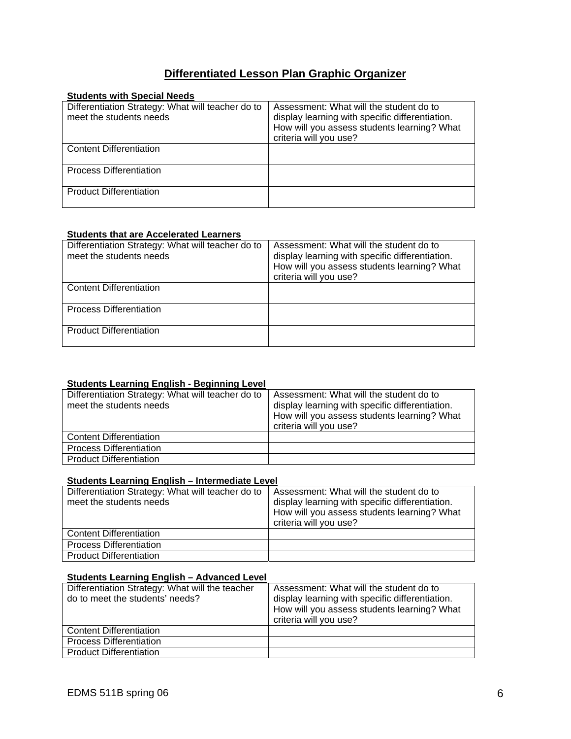# Differentiated Lesson Plan Graphic Organizer

**Students with Special Needs**

| Differentiation Strategy: What will teacher do to meet the students needs | Assessment: What will the student do to display learning with specific differentiation. How will you assess students learning? What criteria will you use? |
|---|---|
| Content Differentiation | |
| Process Differentiation | |
| Product Differentiation | |

**Students that are Accelerated Learners**

| Differentiation Strategy: What will teacher do to meet the students needs | Assessment: What will the student do to display learning with specific differentiation. How will you assess students learning? What criteria will you use? |
|---|---|
| Content Differentiation | |
| Process Differentiation | |
| Product Differentiation | |

**Students Learning English - Beginning Level**

| Differentiation Strategy: What will teacher do to meet the students needs | Assessment: What will the student do to display learning with specific differentiation. How will you assess students learning? What criteria will you use? |
|---|---|
| Content Differentiation | |
| Process Differentiation | |
| Product Differentiation | |

**Students Learning English – Intermediate Level**

| Differentiation Strategy: What will teacher do to meet the students needs | Assessment: What will the student do to display learning with specific differentiation. How will you assess students learning? What criteria will you use? |
|---|---|
| Content Differentiation | |
| Process Differentiation | |
| Product Differentiation | |

**Students Learning English – Advanced Level**

| Differentiation Strategy: What will the teacher do to meet the students' needs? | Assessment: What will the student do to display learning with specific differentiation. How will you assess students learning? What criteria will you use? |
|---|---|
| Content Differentiation | |
| Process Differentiation | |
| Product Differentiation | |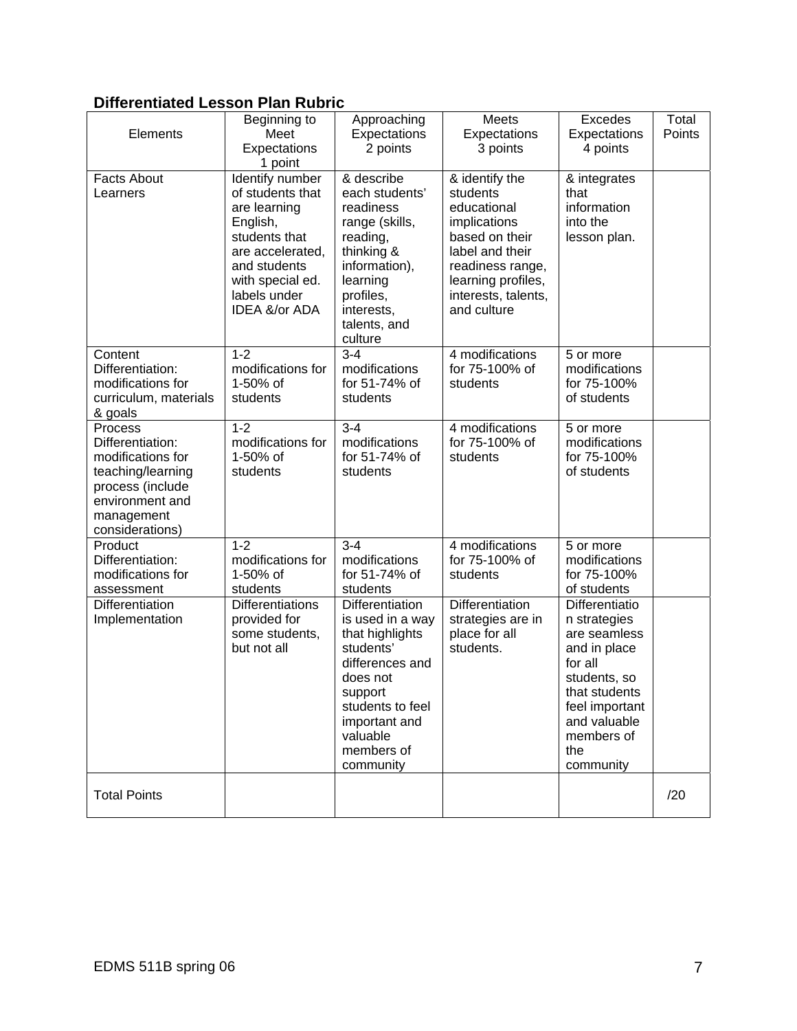### Differentiated Lesson Plan Rubric

| Elements | Beginning to Meet Expectations 1 point | Approaching Expectations 2 points | Meets Expectations 3 points | Excedes Expectations 4 points | Total Points |
|---|---|---|---|---|---|
| Facts About Learners | Identify number of students that are learning English, students that are accelerated, and students with special ed. labels under IDEA &/or ADA | & describe each students' readiness range (skills, reading, thinking & information), learning profiles, interests, talents, and culture | & identify the students educational implications based on their label and their readiness range, learning profiles, interests, talents, and culture | & integrates that information into the lesson plan. | |
| Content Differentiation: modifications for curriculum, materials & goals | 1-2 modifications for 1-50% of students | 3-4 modifications for 51-74% of students | 4 modifications for 75-100% of students | 5 or more modifications for 75-100% of students | |
| Process Differentiation: modifications for teaching/learning process (include environment and management considerations) | 1-2 modifications for 1-50% of students | 3-4 modifications for 51-74% of students | 4 modifications for 75-100% of students | 5 or more modifications for 75-100% of students | |
| Product Differentiation: modifications for assessment | 1-2 modifications for 1-50% of students | 3-4 modifications for 51-74% of students | 4 modifications for 75-100% of students | 5 or more modifications for 75-100% of students | |
| Differentiation Implementation | Differentiations provided for some students, but not all | Differentiation is used in a way that highlights students' differences and does not support students to feel important and valuable members of community | Differentiation strategies are in place for all students. | Differentiation strategies are seamless and in place for all students, so that students feel important and valuable members of the community | |
| Total Points | | | | | /20 |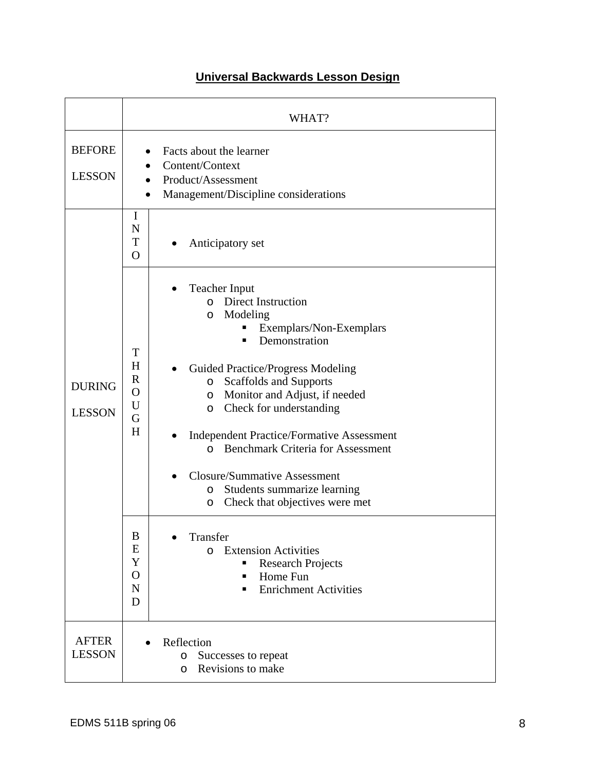**Universal Backwards Lesson Design**

| | | WHAT? |
|---|---|---|
| BEFORE LESSON | | • Facts about the learner<br>• Content/Context<br>• Product/Assessment<br>• Management/Discipline considerations |
| DURING LESSON | INTO | • Anticipatory set |
| | THROUGH | • Teacher Input<br>&nbsp;&nbsp;o Direct Instruction<br>&nbsp;&nbsp;o Modeling<br>&nbsp;&nbsp;&nbsp;&nbsp;▪ Exemplars/Non-Exemplars<br>&nbsp;&nbsp;&nbsp;&nbsp;▪ Demonstration<br>• Guided Practice/Progress Modeling<br>&nbsp;&nbsp;o Scaffolds and Supports<br>&nbsp;&nbsp;o Monitor and Adjust, if needed<br>&nbsp;&nbsp;o Check for understanding<br>• Independent Practice/Formative Assessment<br>&nbsp;&nbsp;o Benchmark Criteria for Assessment<br>• Closure/Summative Assessment<br>&nbsp;&nbsp;o Students summarize learning<br>&nbsp;&nbsp;o Check that objectives were met |
| | BEYOND | • Transfer<br>&nbsp;&nbsp;o Extension Activities<br>&nbsp;&nbsp;&nbsp;&nbsp;▪ Research Projects<br>&nbsp;&nbsp;&nbsp;&nbsp;▪ Home Fun<br>&nbsp;&nbsp;&nbsp;&nbsp;▪ Enrichment Activities |
| AFTER LESSON | | • Reflection<br>&nbsp;&nbsp;o Successes to repeat<br>&nbsp;&nbsp;o Revisions to make |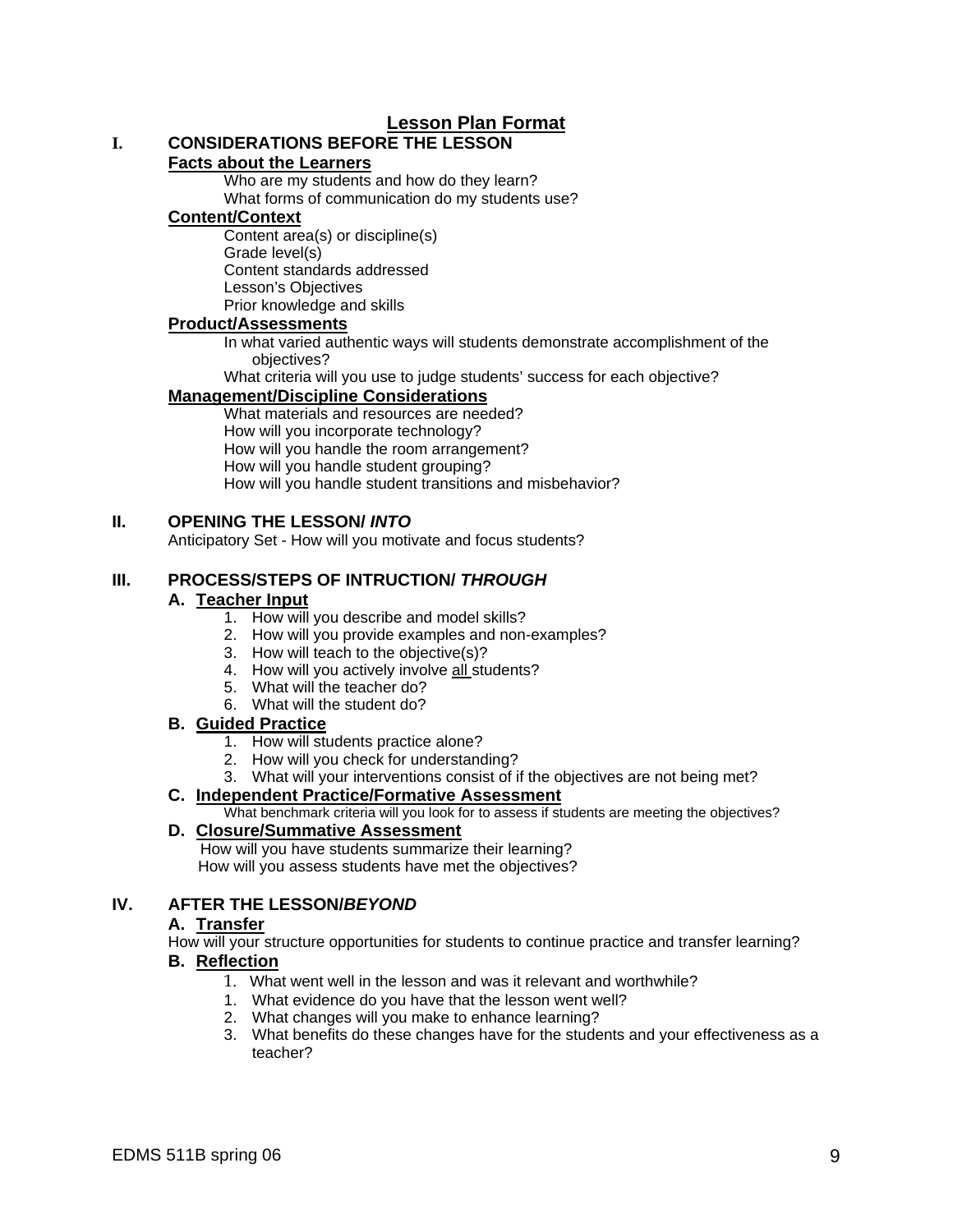# Lesson Plan Format

## I. CONSIDERATIONS BEFORE THE LESSON

**Facts about the Learners**

Who are my students and how do they learn?
What forms of communication do my students use?

**Content/Context**

Content area(s) or discipline(s)
Grade level(s)
Content standards addressed
Lesson's Objectives
Prior knowledge and skills

**Product/Assessments**

In what varied authentic ways will students demonstrate accomplishment of the objectives?
What criteria will you use to judge students' success for each objective?

**Management/Discipline Considerations**

What materials and resources are needed?
How will you incorporate technology?
How will you handle the room arrangement?
How will you handle student grouping?
How will you handle student transitions and misbehavior?

## II. OPENING THE LESSON/ *INTO*

Anticipatory Set - How will you motivate and focus students?

## III. PROCESS/STEPS OF INTRUCTION/ *THROUGH*

**A. Teacher Input**

1. How will you describe and model skills?
2. How will you provide examples and non-examples?
3. How will teach to the objective(s)?
4. How will you actively involve <u>all</u> students?
5. What will the teacher do?
6. What will the student do?

**B. Guided Practice**

1. How will students practice alone?
2. How will you check for understanding?
3. What will your interventions consist of if the objectives are not being met?

**C. Independent Practice/Formative Assessment**

What benchmark criteria will you look for to assess if students are meeting the objectives?

**D. Closure/Summative Assessment**

How will you have students summarize their learning?
How will you assess students have met the objectives?

## IV. AFTER THE LESSON/*BEYOND*

**A. Transfer**

How will your structure opportunities for students to continue practice and transfer learning?

**B. Reflection**

1. What went well in the lesson and was it relevant and worthwhile?
1. What evidence do you have that the lesson went well?
2. What changes will you make to enhance learning?
3. What benefits do these changes have for the students and your effectiveness as a teacher?

EDMS 511B spring 06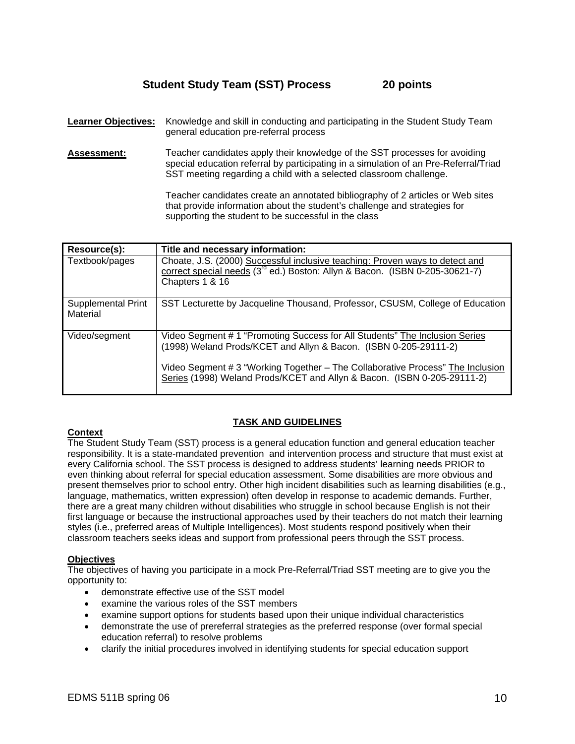## Student Study Team (SST) Process 20 points

**Learner Objectives:** Knowledge and skill in conducting and participating in the Student Study Team general education pre-referral process

**Assessment:** Teacher candidates apply their knowledge of the SST processes for avoiding special education referral by participating in a simulation of an Pre-Referral/Triad SST meeting regarding a child with a selected classroom challenge.

Teacher candidates create an annotated bibliography of 2 articles or Web sites that provide information about the student's challenge and strategies for supporting the student to be successful in the class

| Resource(s): | Title and necessary information: |
|---|---|
| Textbook/pages | Choate, J.S. (2000) Successful inclusive teaching: Proven ways to detect and correct special needs (3rd ed.) Boston: Allyn & Bacon. (ISBN 0-205-30621-7) Chapters 1 & 16 |
| Supplemental Print Material | SST Lecturette by Jacqueline Thousand, Professor, CSUSM, College of Education |
| Video/segment | Video Segment # 1 "Promoting Success for All Students" The Inclusion Series (1998) Weland Prods/KCET and Allyn & Bacon. (ISBN 0-205-29111-2)<br><br>Video Segment # 3 "Working Together – The Collaborative Process" The Inclusion Series (1998) Weland Prods/KCET and Allyn & Bacon. (ISBN 0-205-29111-2) |

### TASK AND GUIDELINES

**Context**

The Student Study Team (SST) process is a general education function and general education teacher responsibility. It is a state-mandated prevention and intervention process and structure that must exist at every California school. The SST process is designed to address students' learning needs PRIOR to even thinking about referral for special education assessment. Some disabilities are more obvious and present themselves prior to school entry. Other high incident disabilities such as learning disabilities (e.g., language, mathematics, written expression) often develop in response to academic demands. Further, there are a great many children without disabilities who struggle in school because English is not their first language or because the instructional approaches used by their teachers do not match their learning styles (i.e., preferred areas of Multiple Intelligences). Most students respond positively when their classroom teachers seeks ideas and support from professional peers through the SST process.

**Objectives**

The objectives of having you participate in a mock Pre-Referral/Triad SST meeting are to give you the opportunity to:

- demonstrate effective use of the SST model
- examine the various roles of the SST members
- examine support options for students based upon their unique individual characteristics
- demonstrate the use of prereferral strategies as the preferred response (over formal special education referral) to resolve problems
- clarify the initial procedures involved in identifying students for special education support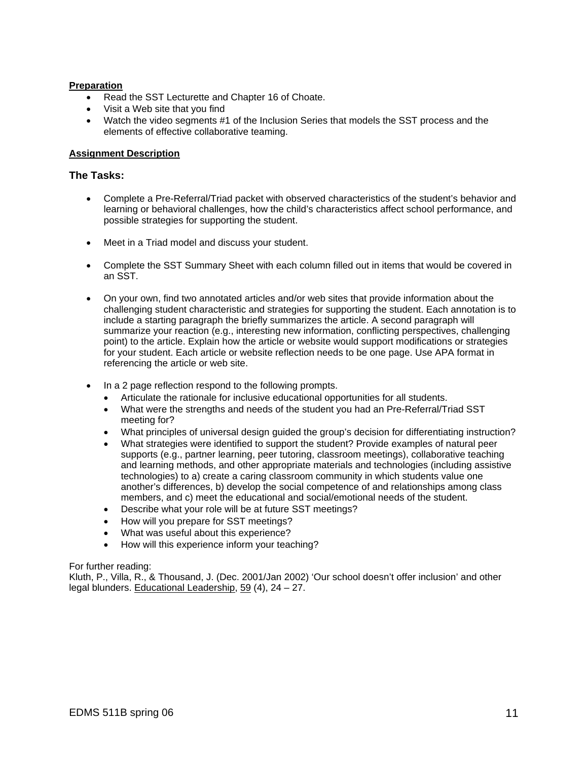**Preparation**

- Read the SST Lecturette and Chapter 16 of Choate.
- Visit a Web site that you find
- Watch the video segments #1 of the Inclusion Series that models the SST process and the elements of effective collaborative teaming.

**Assignment Description**

### The Tasks:

- Complete a Pre-Referral/Triad packet with observed characteristics of the student's behavior and learning or behavioral challenges, how the child's characteristics affect school performance, and possible strategies for supporting the student.

- Meet in a Triad model and discuss your student.

- Complete the SST Summary Sheet with each column filled out in items that would be covered in an SST.

- On your own, find two annotated articles and/or web sites that provide information about the challenging student characteristic and strategies for supporting the student. Each annotation is to include a starting paragraph the briefly summarizes the article. A second paragraph will summarize your reaction (e.g., interesting new information, conflicting perspectives, challenging point) to the article. Explain how the article or website would support modifications or strategies for your student. Each article or website reflection needs to be one page. Use APA format in referencing the article or web site.

- In a 2 page reflection respond to the following prompts.
  - Articulate the rationale for inclusive educational opportunities for all students.
  - What were the strengths and needs of the student you had an Pre-Referral/Triad SST meeting for?
  - What principles of universal design guided the group's decision for differentiating instruction?
  - What strategies were identified to support the student? Provide examples of natural peer supports (e.g., partner learning, peer tutoring, classroom meetings), collaborative teaching and learning methods, and other appropriate materials and technologies (including assistive technologies) to a) create a caring classroom community in which students value one another's differences, b) develop the social competence of and relationships among class members, and c) meet the educational and social/emotional needs of the student.
  - Describe what your role will be at future SST meetings?
  - How will you prepare for SST meetings?
  - What was useful about this experience?
  - How will this experience inform your teaching?

For further reading:
Kluth, P., Villa, R., & Thousand, J. (Dec. 2001/Jan 2002) 'Our school doesn't offer inclusion' and other legal blunders. Educational Leadership, 59 (4), 24 – 27.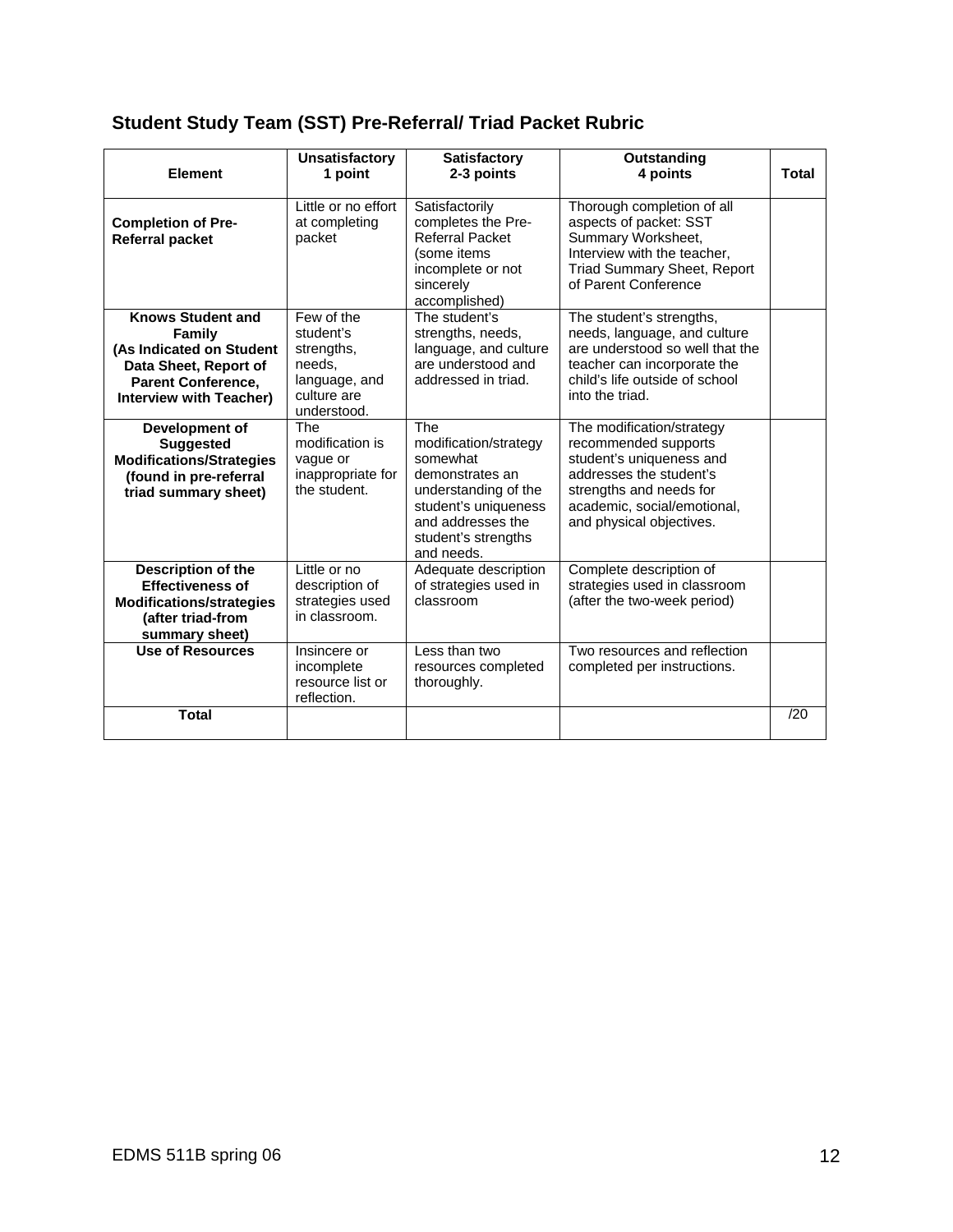## Student Study Team (SST) Pre-Referral/ Triad Packet Rubric

| Element | Unsatisfactory<br>1 point | Satisfactory<br>2-3 points | Outstanding<br>4 points | Total |
|---|---|---|---|---|
| **Completion of Pre-Referral packet** | Little or no effort at completing packet | Satisfactorily completes the Pre-Referral Packet (some items incomplete or not sincerely accomplished) | Thorough completion of all aspects of packet: SST Summary Worksheet, Interview with the teacher, Triad Summary Sheet, Report of Parent Conference | |
| **Knows Student and Family (As Indicated on Student Data Sheet, Report of Parent Conference, Interview with Teacher)** | Few of the student's strengths, needs, language, and culture are understood. | The student's strengths, needs, language, and culture are understood and addressed in triad. | The student's strengths, needs, language, and culture are understood so well that the teacher can incorporate the child's life outside of school into the triad. | |
| **Development of Suggested Modifications/Strategies (found in pre-referral triad summary sheet)** | The modification is vague or inappropriate for the student. | The modification/strategy somewhat demonstrates an understanding of the student's uniqueness and addresses the student's strengths and needs. | The modification/strategy recommended supports student's uniqueness and addresses the student's strengths and needs for academic, social/emotional, and physical objectives. | |
| **Description of the Effectiveness of Modifications/strategies (after triad-from summary sheet)** | Little or no description of strategies used in classroom. | Adequate description of strategies used in classroom | Complete description of strategies used in classroom (after the two-week period) | |
| **Use of Resources** | Insincere or incomplete resource list or reflection. | Less than two resources completed thoroughly. | Two resources and reflection completed per instructions. | |
| **Total** | | | | /20 |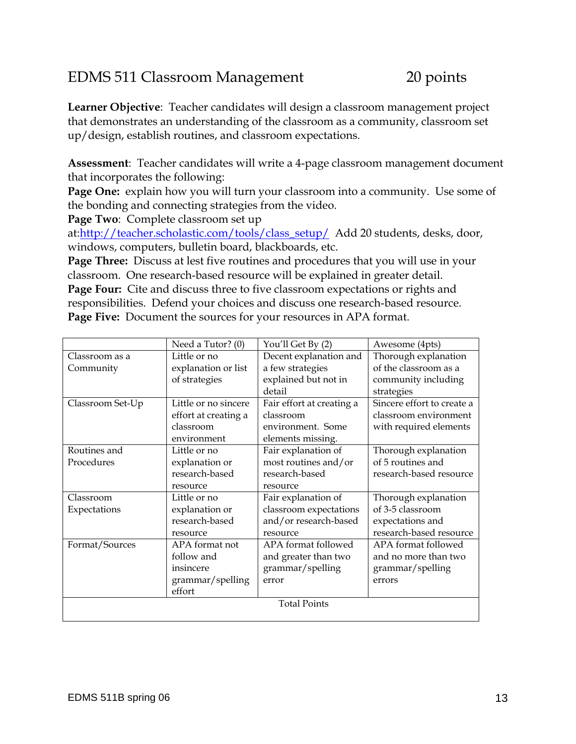# EDMS 511 Classroom Management 20 points

**Learner Objective**: Teacher candidates will design a classroom management project that demonstrates an understanding of the classroom as a community, classroom set up/design, establish routines, and classroom expectations.

**Assessment**: Teacher candidates will write a 4-page classroom management document that incorporates the following:

**Page One:** explain how you will turn your classroom into a community. Use some of the bonding and connecting strategies from the video.

**Page Two**: Complete classroom set up at:[http://teacher.scholastic.com/tools/class_setup/](http://teacher.scholastic.com/tools/class_setup/) Add 20 students, desks, door, windows, computers, bulletin board, blackboards, etc.

**Page Three:** Discuss at lest five routines and procedures that you will use in your classroom. One research-based resource will be explained in greater detail.

**Page Four:** Cite and discuss three to five classroom expectations or rights and responsibilities. Defend your choices and discuss one research-based resource.

**Page Five:** Document the sources for your resources in APA format.

| | Need a Tutor? (0) | You'll Get By (2) | Awesome (4pts) |
|---|---|---|---|
| Classroom as a Community | Little or no explanation or list of strategies | Decent explanation and a few strategies explained but not in detail | Thorough explanation of the classroom as a community including strategies |
| Classroom Set-Up | Little or no sincere effort at creating a classroom environment | Fair effort at creating a classroom environment. Some elements missing. | Sincere effort to create a classroom environment with required elements |
| Routines and Procedures | Little or no explanation or research-based resource | Fair explanation of most routines and/or research-based resource | Thorough explanation of 5 routines and research-based resource |
| Classroom Expectations | Little or no explanation or research-based resource | Fair explanation of classroom expectations and/or research-based resource | Thorough explanation of 3-5 classroom expectations and research-based resource |
| Format/Sources | APA format not follow and insincere grammar/spelling effort | APA format followed and greater than two grammar/spelling error | APA format followed and no more than two grammar/spelling errors |
| Total Points | | | |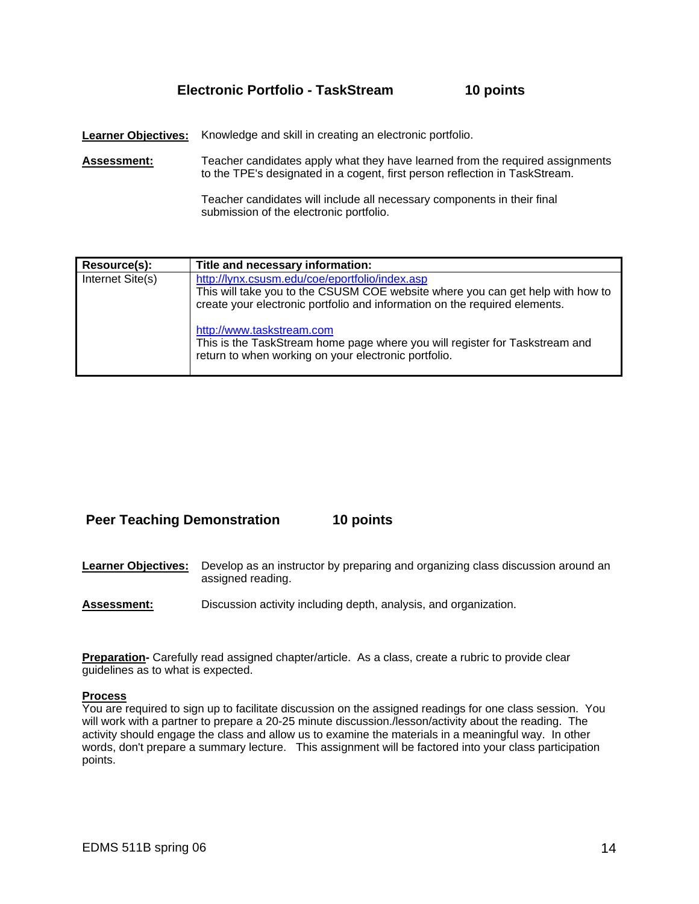## Electronic Portfolio - TaskStream 10 points

**Learner Objectives:** Knowledge and skill in creating an electronic portfolio.

**Assessment:** Teacher candidates apply what they have learned from the required assignments to the TPE's designated in a cogent, first person reflection in TaskStream.

Teacher candidates will include all necessary components in their final submission of the electronic portfolio.

| Resource(s): | Title and necessary information: |
|---|---|
| Internet Site(s) | http://lynx.csusm.edu/coe/eportfolio/index.asp<br>This will take you to the CSUSM COE website where you can get help with how to create your electronic portfolio and information on the required elements.<br><br>http://www.taskstream.com<br>This is the TaskStream home page where you will register for Taskstream and return to when working on your electronic portfolio. |

## Peer Teaching Demonstration 10 points

**Learner Objectives:** Develop as an instructor by preparing and organizing class discussion around an assigned reading.

**Assessment:** Discussion activity including depth, analysis, and organization.

**Preparation-** Carefully read assigned chapter/article. As a class, create a rubric to provide clear guidelines as to what is expected.

**Process**
You are required to sign up to facilitate discussion on the assigned readings for one class session. You will work with a partner to prepare a 20-25 minute discussion./lesson/activity about the reading. The activity should engage the class and allow us to examine the materials in a meaningful way. In other words, don't prepare a summary lecture. This assignment will be factored into your class participation points.